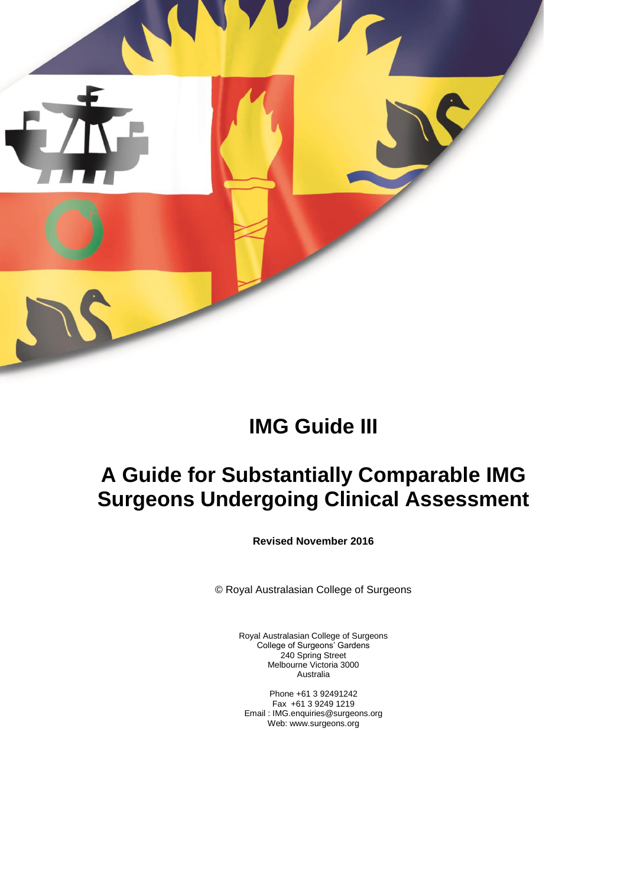# IMG Guide III

# A Guide for Substantially Comparable IMG Surgeons Undergoing Clinical Assessment

**Revised November 2016**

© Royal Australasian College of Surgeons

Royal Australasian College of Surgeons
College of Surgeons' Gardens
240 Spring Street
Melbourne Victoria 3000
Australia

Phone +61 3 92491242
Fax +61 3 9249 1219
Email : IMG.enquiries@surgeons.org
Web: www.surgeons.org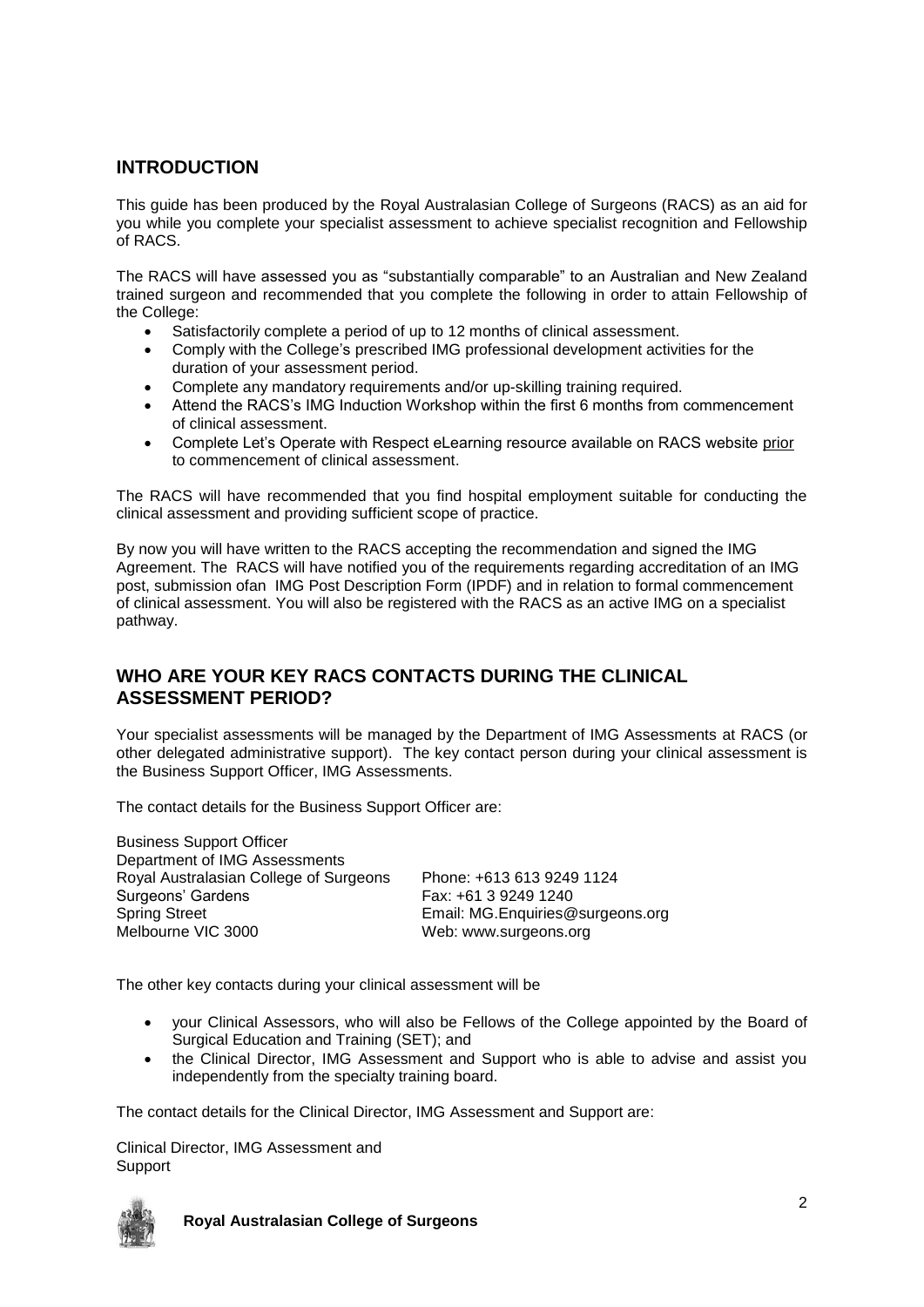## INTRODUCTION

This guide has been produced by the Royal Australasian College of Surgeons (RACS) as an aid for you while you complete your specialist assessment to achieve specialist recognition and Fellowship of RACS.

The RACS will have assessed you as "substantially comparable" to an Australian and New Zealand trained surgeon and recommended that you complete the following in order to attain Fellowship of the College:

- Satisfactorily complete a period of up to 12 months of clinical assessment.
- Comply with the College's prescribed IMG professional development activities for the duration of your assessment period.
- Complete any mandatory requirements and/or up-skilling training required.
- Attend the RACS's IMG Induction Workshop within the first 6 months from commencement of clinical assessment.
- Complete Let's Operate with Respect eLearning resource available on RACS website prior to commencement of clinical assessment.

The RACS will have recommended that you find hospital employment suitable for conducting the clinical assessment and providing sufficient scope of practice.

By now you will have written to the RACS accepting the recommendation and signed the IMG Agreement. The RACS will have notified you of the requirements regarding accreditation of an IMG post, submission ofan IMG Post Description Form (IPDF) and in relation to formal commencement of clinical assessment. You will also be registered with the RACS as an active IMG on a specialist pathway.

## WHO ARE YOUR KEY RACS CONTACTS DURING THE CLINICAL ASSESSMENT PERIOD?

Your specialist assessments will be managed by the Department of IMG Assessments at RACS (or other delegated administrative support). The key contact person during your clinical assessment is the Business Support Officer, IMG Assessments.

The contact details for the Business Support Officer are:

Business Support Officer
Department of IMG Assessments
Royal Australasian College of Surgeons
Surgeons' Gardens
Spring Street
Melbourne VIC 3000

Phone: +613 613 9249 1124
Fax: +61 3 9249 1240
Email: MG.Enquiries@surgeons.org
Web: www.surgeons.org

The other key contacts during your clinical assessment will be

- your Clinical Assessors, who will also be Fellows of the College appointed by the Board of Surgical Education and Training (SET); and
- the Clinical Director, IMG Assessment and Support who is able to advise and assist you independently from the specialty training board.

The contact details for the Clinical Director, IMG Assessment and Support are:

Clinical Director, IMG Assessment and Support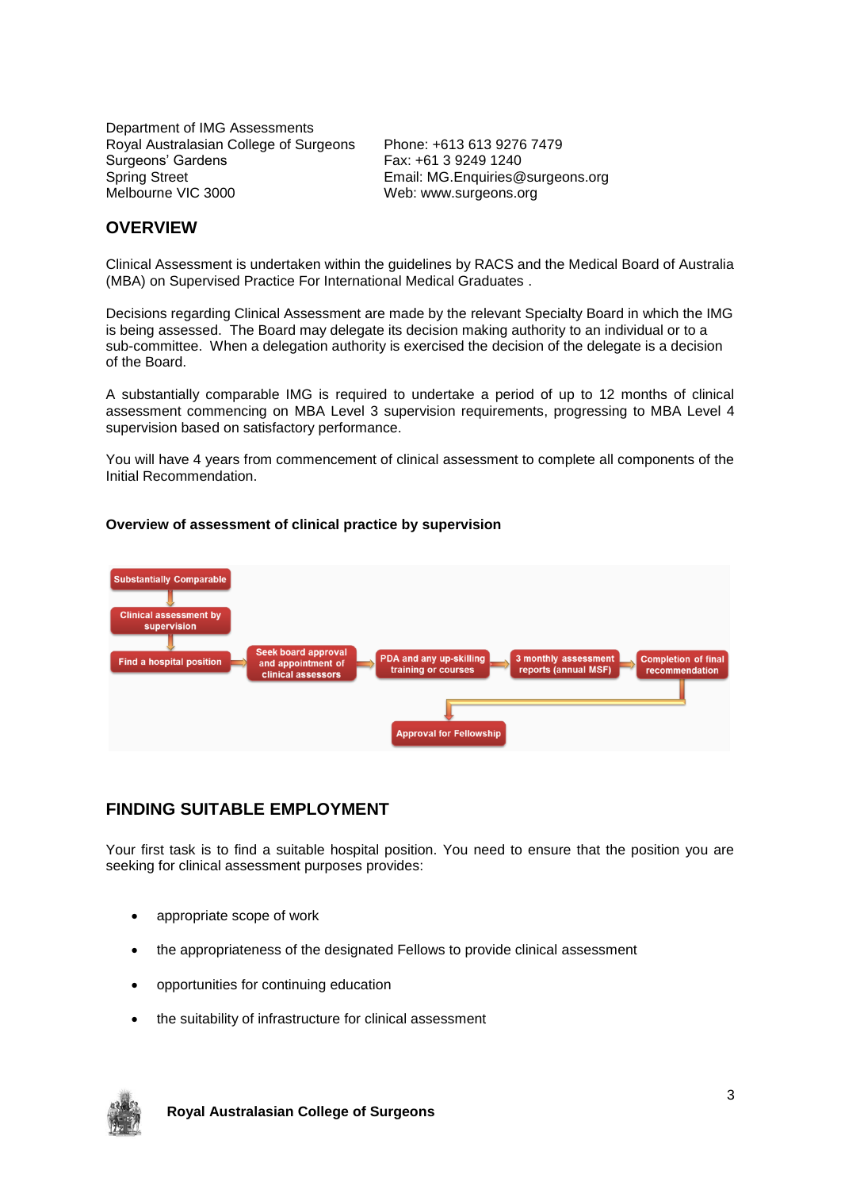Department of IMG Assessments
Royal Australasian College of Surgeons
Surgeons' Gardens
Spring Street
Melbourne VIC 3000

Phone: +613 613 9276 7479
Fax: +61 3 9249 1240
Email: MG.Enquiries@surgeons.org
Web: www.surgeons.org

## OVERVIEW

Clinical Assessment is undertaken within the guidelines by RACS and the Medical Board of Australia (MBA) on Supervised Practice For International Medical Graduates .

Decisions regarding Clinical Assessment are made by the relevant Specialty Board in which the IMG is being assessed. The Board may delegate its decision making authority to an individual or to a sub-committee. When a delegation authority is exercised the decision of the delegate is a decision of the Board.

A substantially comparable IMG is required to undertake a period of up to 12 months of clinical assessment commencing on MBA Level 3 supervision requirements, progressing to MBA Level 4 supervision based on satisfactory performance.

You will have 4 years from commencement of clinical assessment to complete all components of the Initial Recommendation.

**Overview of assessment of clinical practice by supervision**

Substantially Comparable → Clinical assessment by supervision → Find a hospital position → Seek board approval and appointment of clinical assessors → PDA and any up-skilling training or courses → 3 monthly assessment reports (annual MSF) → Completion of final recommendation → Approval for Fellowship

## FINDING SUITABLE EMPLOYMENT

Your first task is to find a suitable hospital position. You need to ensure that the position you are seeking for clinical assessment purposes provides:

- appropriate scope of work
- the appropriateness of the designated Fellows to provide clinical assessment
- opportunities for continuing education
- the suitability of infrastructure for clinical assessment

**Royal Australasian College of Surgeons**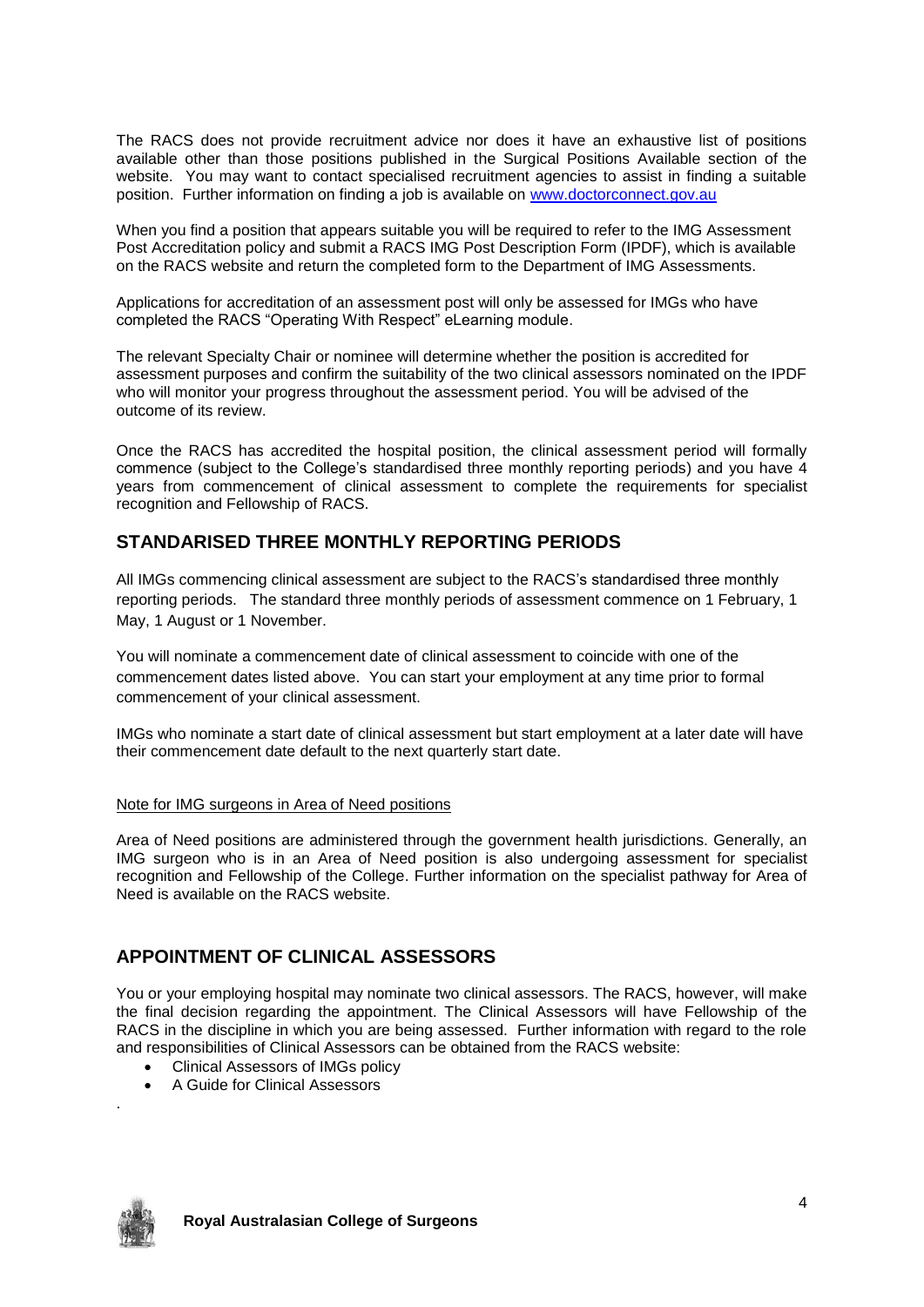The RACS does not provide recruitment advice nor does it have an exhaustive list of positions available other than those positions published in the Surgical Positions Available section of the website. You may want to contact specialised recruitment agencies to assist in finding a suitable position. Further information on finding a job is available on [www.doctorconnect.gov.au](http://www.doctorconnect.gov.au)

When you find a position that appears suitable you will be required to refer to the IMG Assessment Post Accreditation policy and submit a RACS IMG Post Description Form (IPDF), which is available on the RACS website and return the completed form to the Department of IMG Assessments.

Applications for accreditation of an assessment post will only be assessed for IMGs who have completed the RACS "Operating With Respect" eLearning module.

The relevant Specialty Chair or nominee will determine whether the position is accredited for assessment purposes and confirm the suitability of the two clinical assessors nominated on the IPDF who will monitor your progress throughout the assessment period. You will be advised of the outcome of its review.

Once the RACS has accredited the hospital position, the clinical assessment period will formally commence (subject to the College's standardised three monthly reporting periods) and you have 4 years from commencement of clinical assessment to complete the requirements for specialist recognition and Fellowship of RACS.

## STANDARISED THREE MONTHLY REPORTING PERIODS

All IMGs commencing clinical assessment are subject to the RACS's standardised three monthly reporting periods. The standard three monthly periods of assessment commence on 1 February, 1 May, 1 August or 1 November.

You will nominate a commencement date of clinical assessment to coincide with one of the commencement dates listed above. You can start your employment at any time prior to formal commencement of your clinical assessment.

IMGs who nominate a start date of clinical assessment but start employment at a later date will have their commencement date default to the next quarterly start date.

Note for IMG surgeons in Area of Need positions

Area of Need positions are administered through the government health jurisdictions. Generally, an IMG surgeon who is in an Area of Need position is also undergoing assessment for specialist recognition and Fellowship of the College. Further information on the specialist pathway for Area of Need is available on the RACS website.

## APPOINTMENT OF CLINICAL ASSESSORS

You or your employing hospital may nominate two clinical assessors. The RACS, however, will make the final decision regarding the appointment. The Clinical Assessors will have Fellowship of the RACS in the discipline in which you are being assessed. Further information with regard to the role and responsibilities of Clinical Assessors can be obtained from the RACS website:

- Clinical Assessors of IMGs policy
- A Guide for Clinical Assessors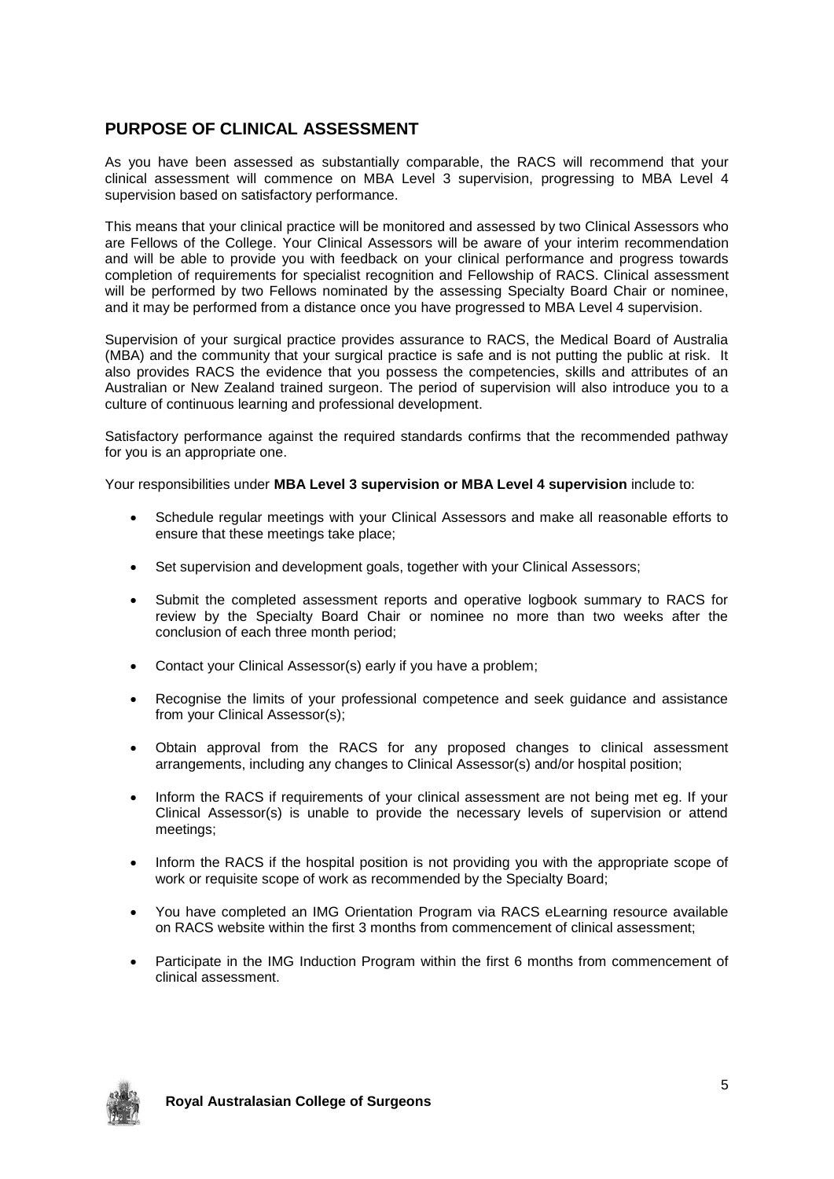## PURPOSE OF CLINICAL ASSESSMENT

As you have been assessed as substantially comparable, the RACS will recommend that your clinical assessment will commence on MBA Level 3 supervision, progressing to MBA Level 4 supervision based on satisfactory performance.

This means that your clinical practice will be monitored and assessed by two Clinical Assessors who are Fellows of the College. Your Clinical Assessors will be aware of your interim recommendation and will be able to provide you with feedback on your clinical performance and progress towards completion of requirements for specialist recognition and Fellowship of RACS. Clinical assessment will be performed by two Fellows nominated by the assessing Specialty Board Chair or nominee, and it may be performed from a distance once you have progressed to MBA Level 4 supervision.

Supervision of your surgical practice provides assurance to RACS, the Medical Board of Australia (MBA) and the community that your surgical practice is safe and is not putting the public at risk. It also provides RACS the evidence that you possess the competencies, skills and attributes of an Australian or New Zealand trained surgeon. The period of supervision will also introduce you to a culture of continuous learning and professional development.

Satisfactory performance against the required standards confirms that the recommended pathway for you is an appropriate one.

Your responsibilities under **MBA Level 3 supervision or MBA Level 4 supervision** include to:

- Schedule regular meetings with your Clinical Assessors and make all reasonable efforts to ensure that these meetings take place;
- Set supervision and development goals, together with your Clinical Assessors;
- Submit the completed assessment reports and operative logbook summary to RACS for review by the Specialty Board Chair or nominee no more than two weeks after the conclusion of each three month period;
- Contact your Clinical Assessor(s) early if you have a problem;
- Recognise the limits of your professional competence and seek guidance and assistance from your Clinical Assessor(s);
- Obtain approval from the RACS for any proposed changes to clinical assessment arrangements, including any changes to Clinical Assessor(s) and/or hospital position;
- Inform the RACS if requirements of your clinical assessment are not being met eg. If your Clinical Assessor(s) is unable to provide the necessary levels of supervision or attend meetings;
- Inform the RACS if the hospital position is not providing you with the appropriate scope of work or requisite scope of work as recommended by the Specialty Board;
- You have completed an IMG Orientation Program via RACS eLearning resource available on RACS website within the first 3 months from commencement of clinical assessment;
- Participate in the IMG Induction Program within the first 6 months from commencement of clinical assessment.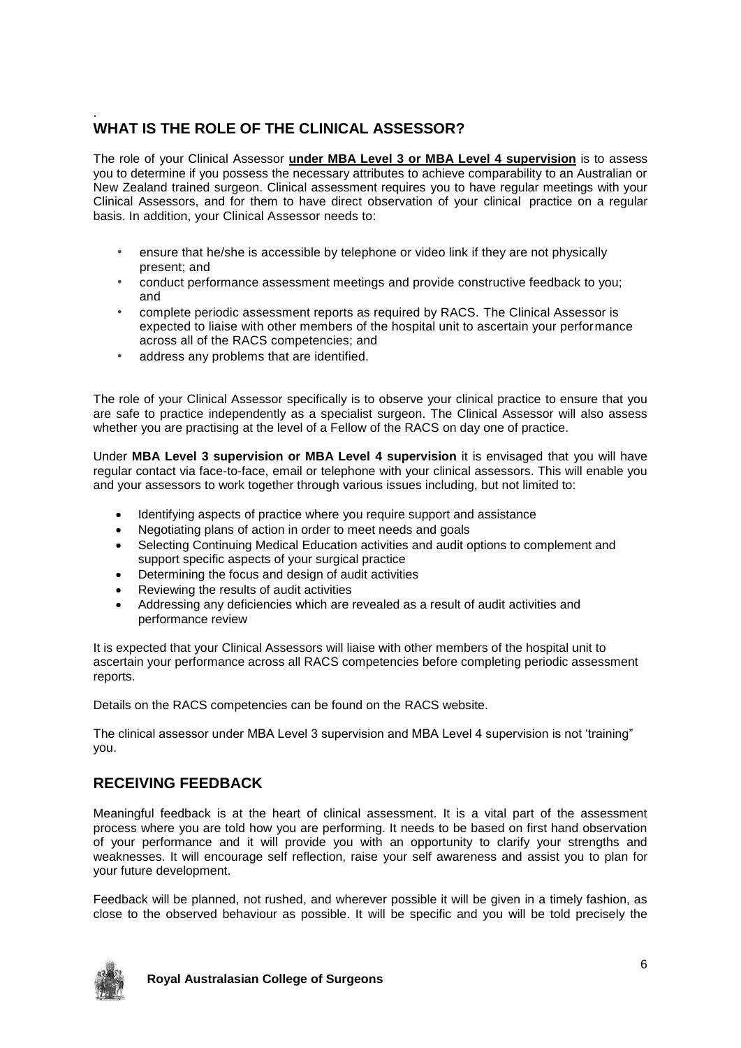## WHAT IS THE ROLE OF THE CLINICAL ASSESSOR?

The role of your Clinical Assessor **under MBA Level 3 or MBA Level 4 supervision** is to assess you to determine if you possess the necessary attributes to achieve comparability to an Australian or New Zealand trained surgeon. Clinical assessment requires you to have regular meetings with your Clinical Assessors, and for them to have direct observation of your clinical practice on a regular basis. In addition, your Clinical Assessor needs to:

- ensure that he/she is accessible by telephone or video link if they are not physically present; and
- conduct performance assessment meetings and provide constructive feedback to you; and
- complete periodic assessment reports as required by RACS. The Clinical Assessor is expected to liaise with other members of the hospital unit to ascertain your performance across all of the RACS competencies; and
- address any problems that are identified.

The role of your Clinical Assessor specifically is to observe your clinical practice to ensure that you are safe to practice independently as a specialist surgeon. The Clinical Assessor will also assess whether you are practising at the level of a Fellow of the RACS on day one of practice.

Under **MBA Level 3 supervision or MBA Level 4 supervision** it is envisaged that you will have regular contact via face-to-face, email or telephone with your clinical assessors. This will enable you and your assessors to work together through various issues including, but not limited to:

- Identifying aspects of practice where you require support and assistance
- Negotiating plans of action in order to meet needs and goals
- Selecting Continuing Medical Education activities and audit options to complement and support specific aspects of your surgical practice
- Determining the focus and design of audit activities
- Reviewing the results of audit activities
- Addressing any deficiencies which are revealed as a result of audit activities and performance review

It is expected that your Clinical Assessors will liaise with other members of the hospital unit to ascertain your performance across all RACS competencies before completing periodic assessment reports.

Details on the RACS competencies can be found on the RACS website.

The clinical assessor under MBA Level 3 supervision and MBA Level 4 supervision is not 'training" you.

## RECEIVING FEEDBACK

Meaningful feedback is at the heart of clinical assessment. It is a vital part of the assessment process where you are told how you are performing. It needs to be based on first hand observation of your performance and it will provide you with an opportunity to clarify your strengths and weaknesses. It will encourage self reflection, raise your self awareness and assist you to plan for your future development.

Feedback will be planned, not rushed, and wherever possible it will be given in a timely fashion, as close to the observed behaviour as possible. It will be specific and you will be told precisely the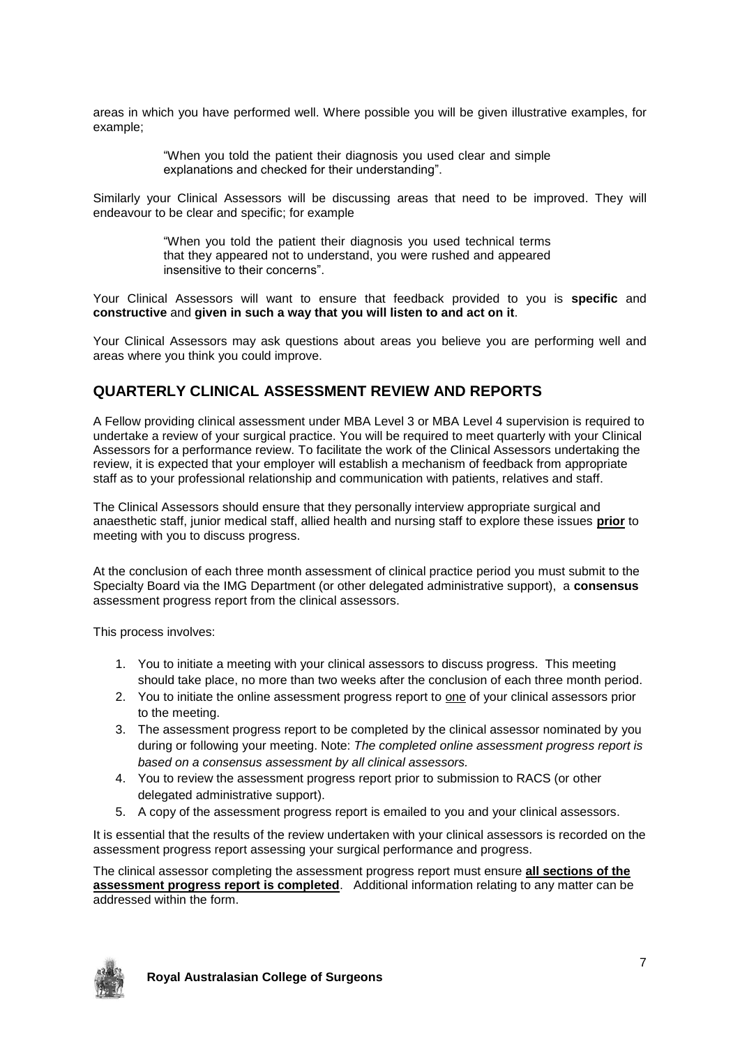areas in which you have performed well. Where possible you will be given illustrative examples, for example;

> "When you told the patient their diagnosis you used clear and simple explanations and checked for their understanding".

Similarly your Clinical Assessors will be discussing areas that need to be improved. They will endeavour to be clear and specific; for example

> "When you told the patient their diagnosis you used technical terms that they appeared not to understand, you were rushed and appeared insensitive to their concerns".

Your Clinical Assessors will want to ensure that feedback provided to you is **specific** and **constructive** and **given in such a way that you will listen to and act on it**.

Your Clinical Assessors may ask questions about areas you believe you are performing well and areas where you think you could improve.

## QUARTERLY CLINICAL ASSESSMENT REVIEW AND REPORTS

A Fellow providing clinical assessment under MBA Level 3 or MBA Level 4 supervision is required to undertake a review of your surgical practice. You will be required to meet quarterly with your Clinical Assessors for a performance review. To facilitate the work of the Clinical Assessors undertaking the review, it is expected that your employer will establish a mechanism of feedback from appropriate staff as to your professional relationship and communication with patients, relatives and staff.

The Clinical Assessors should ensure that they personally interview appropriate surgical and anaesthetic staff, junior medical staff, allied health and nursing staff to explore these issues <u>**prior**</u> to meeting with you to discuss progress.

At the conclusion of each three month assessment of clinical practice period you must submit to the Specialty Board via the IMG Department (or other delegated administrative support), a **consensus** assessment progress report from the clinical assessors.

This process involves:

1. You to initiate a meeting with your clinical assessors to discuss progress. This meeting should take place, no more than two weeks after the conclusion of each three month period.
2. You to initiate the online assessment progress report to <u>one</u> of your clinical assessors prior to the meeting.
3. The assessment progress report to be completed by the clinical assessor nominated by you during or following your meeting. Note: *The completed online assessment progress report is based on a consensus assessment by all clinical assessors.*
4. You to review the assessment progress report prior to submission to RACS (or other delegated administrative support).
5. A copy of the assessment progress report is emailed to you and your clinical assessors.

It is essential that the results of the review undertaken with your clinical assessors is recorded on the assessment progress report assessing your surgical performance and progress.

The clinical assessor completing the assessment progress report must ensure <u>**all sections of the assessment progress report is completed**</u>. Additional information relating to any matter can be addressed within the form.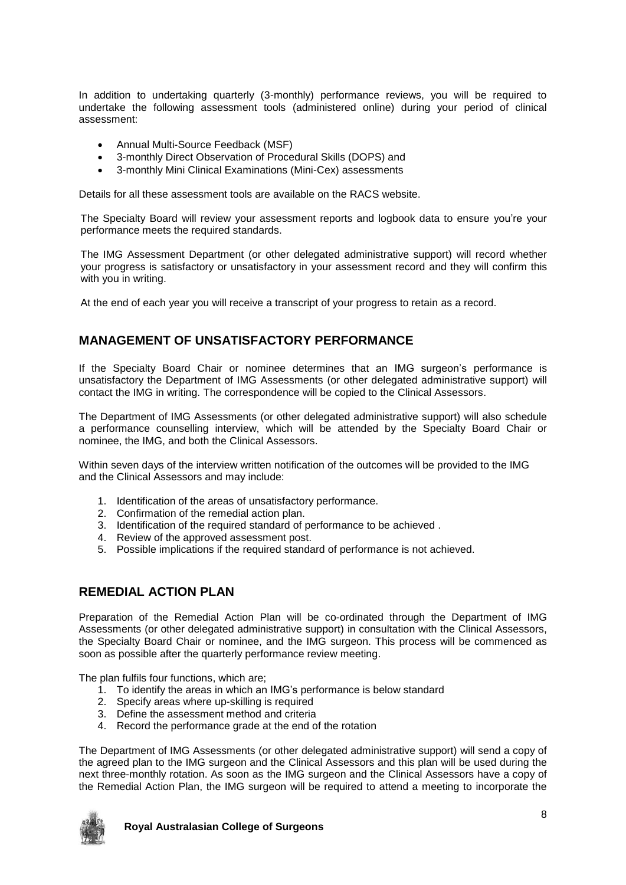In addition to undertaking quarterly (3-monthly) performance reviews, you will be required to undertake the following assessment tools (administered online) during your period of clinical assessment:

- Annual Multi-Source Feedback (MSF)
- 3-monthly Direct Observation of Procedural Skills (DOPS) and
- 3-monthly Mini Clinical Examinations (Mini-Cex) assessments

Details for all these assessment tools are available on the RACS website.

The Specialty Board will review your assessment reports and logbook data to ensure you're your performance meets the required standards.

The IMG Assessment Department (or other delegated administrative support) will record whether your progress is satisfactory or unsatisfactory in your assessment record and they will confirm this with you in writing.

At the end of each year you will receive a transcript of your progress to retain as a record.

## MANAGEMENT OF UNSATISFACTORY PERFORMANCE

If the Specialty Board Chair or nominee determines that an IMG surgeon's performance is unsatisfactory the Department of IMG Assessments (or other delegated administrative support) will contact the IMG in writing. The correspondence will be copied to the Clinical Assessors.

The Department of IMG Assessments (or other delegated administrative support) will also schedule a performance counselling interview, which will be attended by the Specialty Board Chair or nominee, the IMG, and both the Clinical Assessors.

Within seven days of the interview written notification of the outcomes will be provided to the IMG and the Clinical Assessors and may include:

1. Identification of the areas of unsatisfactory performance.
2. Confirmation of the remedial action plan.
3. Identification of the required standard of performance to be achieved .
4. Review of the approved assessment post.
5. Possible implications if the required standard of performance is not achieved.

## REMEDIAL ACTION PLAN

Preparation of the Remedial Action Plan will be co-ordinated through the Department of IMG Assessments (or other delegated administrative support) in consultation with the Clinical Assessors, the Specialty Board Chair or nominee, and the IMG surgeon. This process will be commenced as soon as possible after the quarterly performance review meeting.

The plan fulfils four functions, which are;

1. To identify the areas in which an IMG's performance is below standard
2. Specify areas where up-skilling is required
3. Define the assessment method and criteria
4. Record the performance grade at the end of the rotation

The Department of IMG Assessments (or other delegated administrative support) will send a copy of the agreed plan to the IMG surgeon and the Clinical Assessors and this plan will be used during the next three-monthly rotation. As soon as the IMG surgeon and the Clinical Assessors have a copy of the Remedial Action Plan, the IMG surgeon will be required to attend a meeting to incorporate the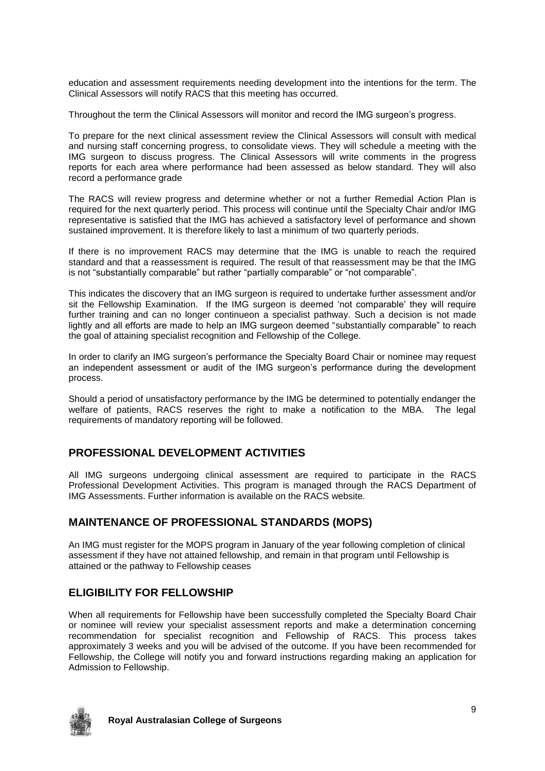education and assessment requirements needing development into the intentions for the term. The Clinical Assessors will notify RACS that this meeting has occurred.

Throughout the term the Clinical Assessors will monitor and record the IMG surgeon's progress.

To prepare for the next clinical assessment review the Clinical Assessors will consult with medical and nursing staff concerning progress, to consolidate views. They will schedule a meeting with the IMG surgeon to discuss progress. The Clinical Assessors will write comments in the progress reports for each area where performance had been assessed as below standard. They will also record a performance grade

The RACS will review progress and determine whether or not a further Remedial Action Plan is required for the next quarterly period. This process will continue until the Specialty Chair and/or IMG representative is satisfied that the IMG has achieved a satisfactory level of performance and shown sustained improvement. It is therefore likely to last a minimum of two quarterly periods.

If there is no improvement RACS may determine that the IMG is unable to reach the required standard and that a reassessment is required. The result of that reassessment may be that the IMG is not "substantially comparable" but rather "partially comparable" or "not comparable".

This indicates the discovery that an IMG surgeon is required to undertake further assessment and/or sit the Fellowship Examination. If the IMG surgeon is deemed 'not comparable' they will require further training and can no longer continueon a specialist pathway. Such a decision is not made lightly and all efforts are made to help an IMG surgeon deemed "substantially comparable" to reach the goal of attaining specialist recognition and Fellowship of the College.

In order to clarify an IMG surgeon's performance the Specialty Board Chair or nominee may request an independent assessment or audit of the IMG surgeon's performance during the development process.

Should a period of unsatisfactory performance by the IMG be determined to potentially endanger the welfare of patients, RACS reserves the right to make a notification to the MBA. The legal requirements of mandatory reporting will be followed.

## PROFESSIONAL DEVELOPMENT ACTIVITIES

All IMG surgeons undergoing clinical assessment are required to participate in the RACS Professional Development Activities. This program is managed through the RACS Department of IMG Assessments. Further information is available on the RACS website.

## MAINTENANCE OF PROFESSIONAL STANDARDS (MOPS)

An IMG must register for the MOPS program in January of the year following completion of clinical assessment if they have not attained fellowship, and remain in that program until Fellowship is attained or the pathway to Fellowship ceases

## ELIGIBILITY FOR FELLOWSHIP

When all requirements for Fellowship have been successfully completed the Specialty Board Chair or nominee will review your specialist assessment reports and make a determination concerning recommendation for specialist recognition and Fellowship of RACS. This process takes approximately 3 weeks and you will be advised of the outcome. If you have been recommended for Fellowship, the College will notify you and forward instructions regarding making an application for Admission to Fellowship.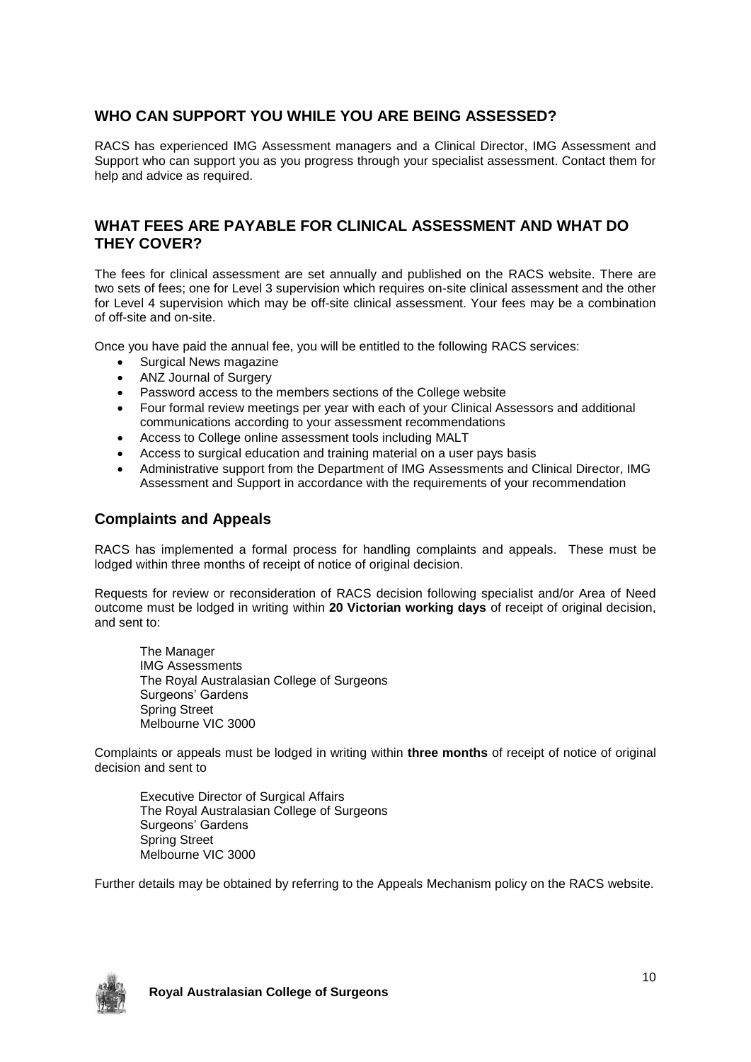## WHO CAN SUPPORT YOU WHILE YOU ARE BEING ASSESSED?

RACS has experienced IMG Assessment managers and a Clinical Director, IMG Assessment and Support who can support you as you progress through your specialist assessment. Contact them for help and advice as required.

## WHAT FEES ARE PAYABLE FOR CLINICAL ASSESSMENT AND WHAT DO THEY COVER?

The fees for clinical assessment are set annually and published on the RACS website. There are two sets of fees; one for Level 3 supervision which requires on-site clinical assessment and the other for Level 4 supervision which may be off-site clinical assessment. Your fees may be a combination of off-site and on-site.

Once you have paid the annual fee, you will be entitled to the following RACS services:

- Surgical News magazine
- ANZ Journal of Surgery
- Password access to the members sections of the College website
- Four formal review meetings per year with each of your Clinical Assessors and additional communications according to your assessment recommendations
- Access to College online assessment tools including MALT
- Access to surgical education and training material on a user pays basis
- Administrative support from the Department of IMG Assessments and Clinical Director, IMG Assessment and Support in accordance with the requirements of your recommendation

## Complaints and Appeals

RACS has implemented a formal process for handling complaints and appeals. These must be lodged within three months of receipt of notice of original decision.

Requests for review or reconsideration of RACS decision following specialist and/or Area of Need outcome must be lodged in writing within **20 Victorian working days** of receipt of original decision, and sent to:

The Manager
IMG Assessments
The Royal Australasian College of Surgeons
Surgeons' Gardens
Spring Street
Melbourne VIC 3000

Complaints or appeals must be lodged in writing within **three months** of receipt of notice of original decision and sent to

Executive Director of Surgical Affairs
The Royal Australasian College of Surgeons
Surgeons' Gardens
Spring Street
Melbourne VIC 3000

Further details may be obtained by referring to the Appeals Mechanism policy on the RACS website.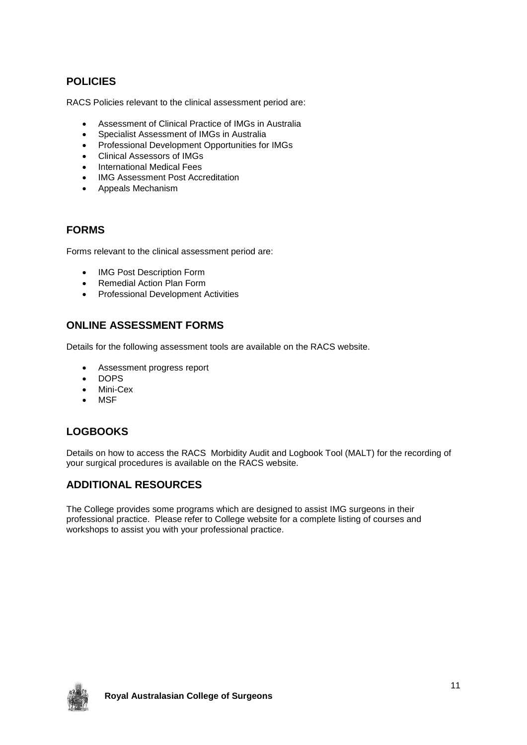## POLICIES

RACS Policies relevant to the clinical assessment period are:

- Assessment of Clinical Practice of IMGs in Australia
- Specialist Assessment of IMGs in Australia
- Professional Development Opportunities for IMGs
- Clinical Assessors of IMGs
- International Medical Fees
- IMG Assessment Post Accreditation
- Appeals Mechanism

## FORMS

Forms relevant to the clinical assessment period are:

- IMG Post Description Form
- Remedial Action Plan Form
- Professional Development Activities

## ONLINE ASSESSMENT FORMS

Details for the following assessment tools are available on the RACS website.

- Assessment progress report
- DOPS
- Mini-Cex
- MSF

## LOGBOOKS

Details on how to access the RACS Morbidity Audit and Logbook Tool (MALT) for the recording of your surgical procedures is available on the RACS website.

## ADDITIONAL RESOURCES

The College provides some programs which are designed to assist IMG surgeons in their professional practice. Please refer to College website for a complete listing of courses and workshops to assist you with your professional practice.